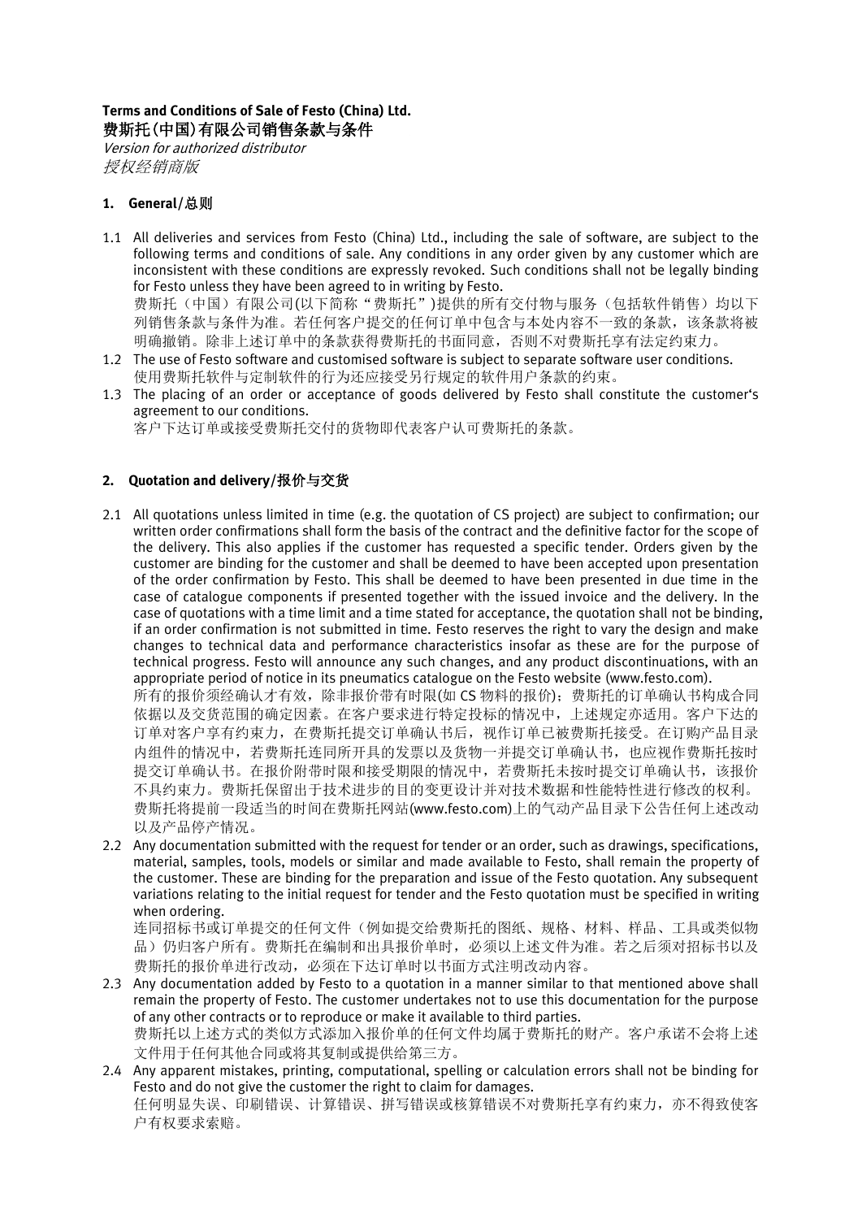**Terms and Conditions of Sale of Festo (China) Ltd.**
**费斯托(中国)有限公司销售条款与条件**
*Version for authorized distributor*
*授权经销商版*

## 1. General/总则

1.1 All deliveries and services from Festo (China) Ltd., including the sale of software, are subject to the following terms and conditions of sale. Any conditions in any order given by any customer which are inconsistent with these conditions are expressly revoked. Such conditions shall not be legally binding for Festo unless they have been agreed to in writing by Festo.
费斯托（中国）有限公司(以下简称“费斯托”)提供的所有交付物与服务（包括软件销售）均以下列销售条款与条件为准。若任何客户提交的任何订单中包含与本处内容不一致的条款，该条款将被明确撤销。除非上述订单中的条款获得费斯托的书面同意，否则不对费斯托享有法定约束力。

1.2 The use of Festo software and customised software is subject to separate software user conditions.
使用费斯托软件与定制软件的行为还应接受另行规定的软件用户条款的约束。

1.3 The placing of an order or acceptance of goods delivered by Festo shall constitute the customer's agreement to our conditions.
客户下达订单或接受费斯托交付的货物即代表客户认可费斯托的条款。

## 2. Quotation and delivery/报价与交货

2.1 All quotations unless limited in time (e.g. the quotation of CS project) are subject to confirmation; our written order confirmations shall form the basis of the contract and the definitive factor for the scope of the delivery. This also applies if the customer has requested a specific tender. Orders given by the customer are binding for the customer and shall be deemed to have been accepted upon presentation of the order confirmation by Festo. This shall be deemed to have been presented in due time in the case of catalogue components if presented together with the issued invoice and the delivery. In the case of quotations with a time limit and a time stated for acceptance, the quotation shall not be binding, if an order confirmation is not submitted in time. Festo reserves the right to vary the design and make changes to technical data and performance characteristics insofar as these are for the purpose of technical progress. Festo will announce any such changes, and any product discontinuations, with an appropriate period of notice in its pneumatics catalogue on the Festo website (www.festo.com).
所有的报价须经确认才有效，除非报价带有时限(如 CS 物料的报价)；费斯托的订单确认书构成合同依据以及交货范围的确定因素。在客户要求进行特定投标的情况中，上述规定亦适用。客户下达的订单对客户享有约束力，在费斯托提交订单确认书后，视作订单已被费斯托接受。在订购产品目录内组件的情况中，若费斯托连同所开具的发票以及货物一并提交订单确认书，也应视作费斯托按时提交订单确认书。在报价附带时限和接受期限的情况中，若费斯托未按时提交订单确认书，该报价不具约束力。费斯托保留出于技术进步的目的变更设计并对技术数据和性能特性进行修改的权利。费斯托将提前一段适当的时间在费斯托网站(www.festo.com)上的气动产品目录下公告任何上述改动以及产品停产情况。

2.2 Any documentation submitted with the request for tender or an order, such as drawings, specifications, material, samples, tools, models or similar and made available to Festo, shall remain the property of the customer. These are binding for the preparation and issue of the Festo quotation. Any subsequent variations relating to the initial request for tender and the Festo quotation must be specified in writing when ordering.
连同招标书或订单提交的任何文件（例如提交给费斯托的图纸、规格、材料、样品、工具或类似物品）仍归客户所有。费斯托在编制和出具报价单时，必须以上述文件为准。若之后须对招标书以及费斯托的报价单进行改动，必须在下达订单时以书面方式注明改动内容。

2.3 Any documentation added by Festo to a quotation in a manner similar to that mentioned above shall remain the property of Festo. The customer undertakes not to use this documentation for the purpose of any other contracts or to reproduce or make it available to third parties.
费斯托以上述方式的类似方式添加入报价单的任何文件均属于费斯托的财产。客户承诺不会将上述文件用于任何其他合同或将其复制或提供给第三方。

2.4 Any apparent mistakes, printing, computational, spelling or calculation errors shall not be binding for Festo and do not give the customer the right to claim for damages.
任何明显失误、印刷错误、计算错误、拼写错误或核算错误不对费斯托享有约束力，亦不得致使客户有权要求索赔。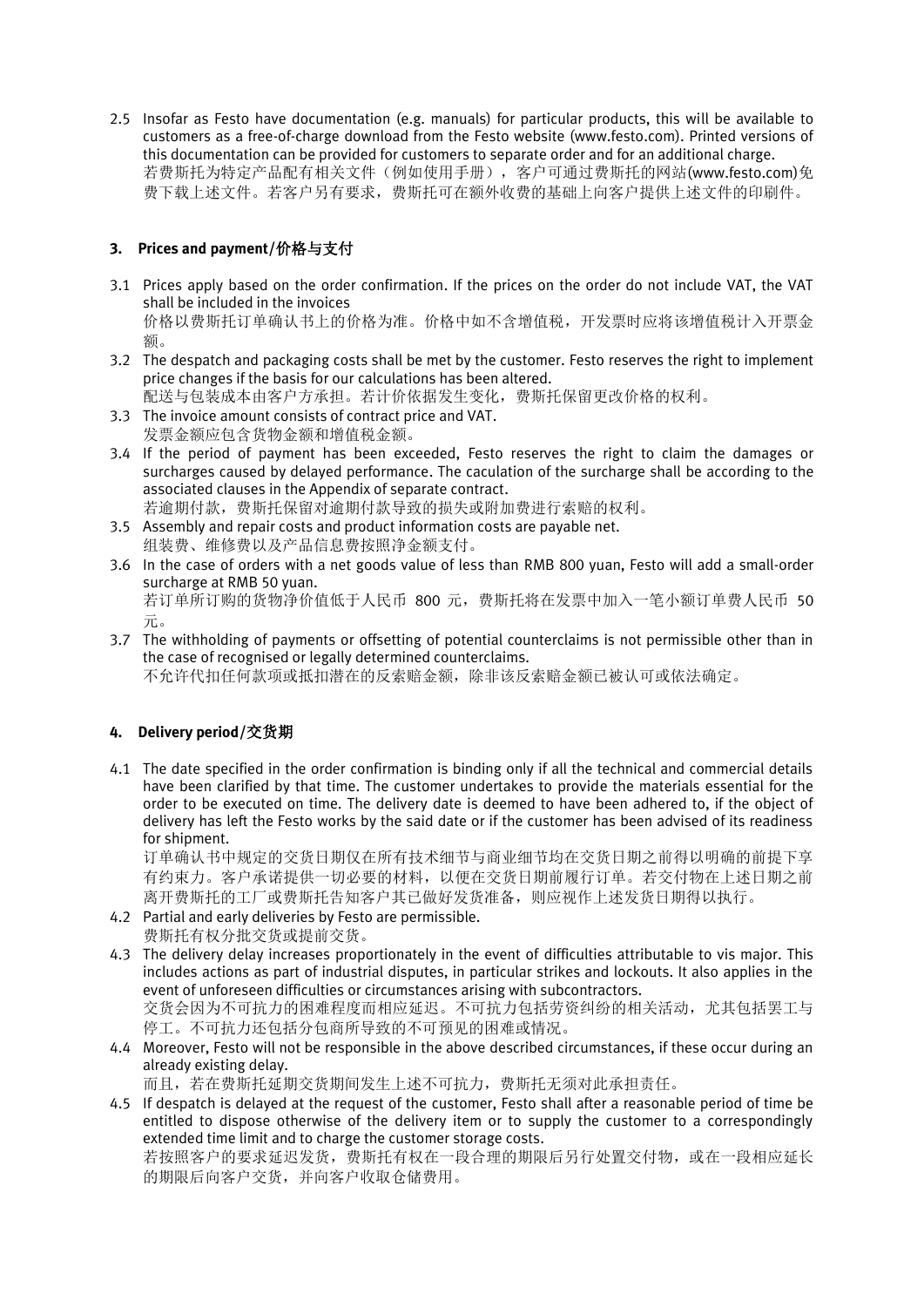2.5 Insofar as Festo have documentation (e.g. manuals) for particular products, this will be available to customers as a free-of-charge download from the Festo website (www.festo.com). Printed versions of this documentation can be provided for customers to separate order and for an additional charge.
若费斯托为特定产品配有相关文件（例如使用手册），客户可通过费斯托的网站(www.festo.com)免费下载上述文件。若客户另有要求，费斯托可在额外收费的基础上向客户提供上述文件的印刷件。

### 3. Prices and payment/价格与支付

3.1 Prices apply based on the order confirmation. If the prices on the order do not include VAT, the VAT shall be included in the invoices
价格以费斯托订单确认书上的价格为准。价格中如不含增值税，开发票时应将该增值税计入开票金额。

3.2 The despatch and packaging costs shall be met by the customer. Festo reserves the right to implement price changes if the basis for our calculations has been altered.
配送与包装成本由客户方承担。若计价依据发生变化，费斯托保留更改价格的权利。

3.3 The invoice amount consists of contract price and VAT.
发票金额应包含货物金额和增值税金额。

3.4 If the period of payment has been exceeded, Festo reserves the right to claim the damages or surcharges caused by delayed performance. The caculation of the surcharge shall be according to the associated clauses in the Appendix of separate contract.
若逾期付款，费斯托保留对逾期付款导致的损失或附加费进行索赔的权利。

3.5 Assembly and repair costs and product information costs are payable net.
组装费、维修费以及产品信息费按照净金额支付。

3.6 In the case of orders with a net goods value of less than RMB 800 yuan, Festo will add a small-order surcharge at RMB 50 yuan.
若订单所订购的货物净价值低于人民币 800 元，费斯托将在发票中加入一笔小额订单费人民币 50 元。

3.7 The withholding of payments or offsetting of potential counterclaims is not permissible other than in the case of recognised or legally determined counterclaims.
不允许代扣任何款项或抵扣潜在的反索赔金额，除非该反索赔金额已被认可或依法确定。

### 4. Delivery period/交货期

4.1 The date specified in the order confirmation is binding only if all the technical and commercial details have been clarified by that time. The customer undertakes to provide the materials essential for the order to be executed on time. The delivery date is deemed to have been adhered to, if the object of delivery has left the Festo works by the said date or if the customer has been advised of its readiness for shipment.
订单确认书中规定的交货日期仅在所有技术细节与商业细节均在交货日期之前得以明确的前提下享有约束力。客户承诺提供一切必要的材料，以便在交货日期前履行订单。若交付物在上述日期之前离开费斯托的工厂或费斯托告知客户其已做好发货准备，则应视作上述发货日期得以执行。

4.2 Partial and early deliveries by Festo are permissible.
费斯托有权分批交货或提前交货。

4.3 The delivery delay increases proportionately in the event of difficulties attributable to vis major. This includes actions as part of industrial disputes, in particular strikes and lockouts. It also applies in the event of unforeseen difficulties or circumstances arising with subcontractors.
交货会因为不可抗力的困难程度而相应延迟。不可抗力包括劳资纠纷的相关活动，尤其包括罢工与停工。不可抗力还包括分包商所导致的不可预见的困难或情况。

4.4 Moreover, Festo will not be responsible in the above described circumstances, if these occur during an already existing delay.
而且，若在费斯托延期交货期间发生上述不可抗力，费斯托无须对此承担责任。

4.5 If despatch is delayed at the request of the customer, Festo shall after a reasonable period of time be entitled to dispose otherwise of the delivery item or to supply the customer to a correspondingly extended time limit and to charge the customer storage costs.
若按照客户的要求延迟发货，费斯托有权在一段合理的期限后另行处置交付物，或在一段相应延长的期限后向客户交货，并向客户收取仓储费用。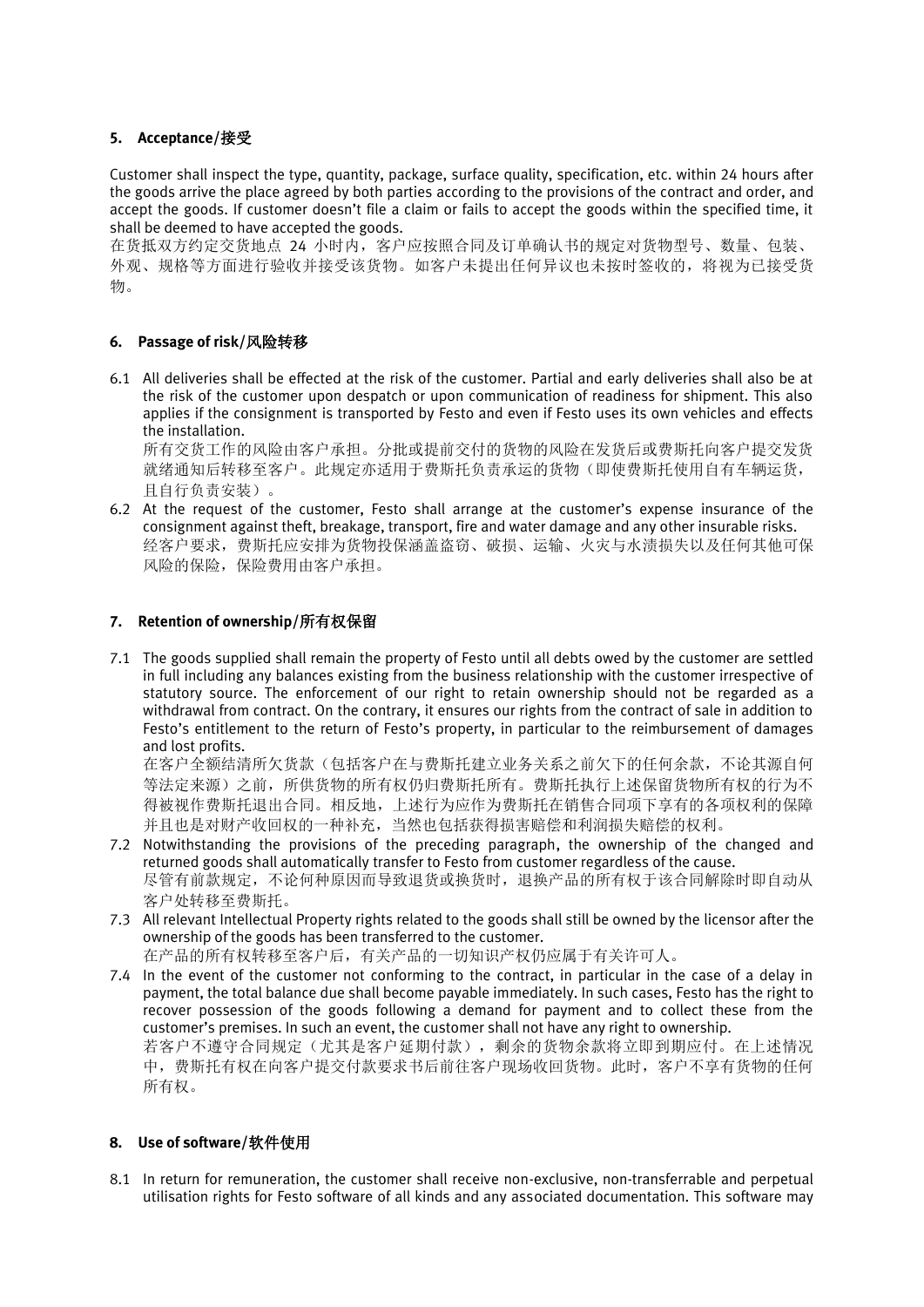## 5. Acceptance/接受

Customer shall inspect the type, quantity, package, surface quality, specification, etc. within 24 hours after the goods arrive the place agreed by both parties according to the provisions of the contract and order, and accept the goods. If customer doesn't file a claim or fails to accept the goods within the specified time, it shall be deemed to have accepted the goods.

在货抵双方约定交货地点 24 小时内，客户应按照合同及订单确认书的规定对货物型号、数量、包装、外观、规格等方面进行验收并接受该货物。如客户未提出任何异议也未按时签收的，将视为已接受货物。

## 6. Passage of risk/风险转移

6.1 All deliveries shall be effected at the risk of the customer. Partial and early deliveries shall also be at the risk of the customer upon despatch or upon communication of readiness for shipment. This also applies if the consignment is transported by Festo and even if Festo uses its own vehicles and effects the installation.

所有交货工作的风险由客户承担。分批或提前交付的货物的风险在发货后或费斯托向客户提交发货就绪通知后转移至客户。此规定亦适用于费斯托负责承运的货物（即使费斯托使用自有车辆运货，且自行负责安装）。

6.2 At the request of the customer, Festo shall arrange at the customer's expense insurance of the consignment against theft, breakage, transport, fire and water damage and any other insurable risks.

经客户要求，费斯托应安排为货物投保涵盖盗窃、破损、运输、火灾与水渍损失以及任何其他可保风险的保险，保险费用由客户承担。

## 7. Retention of ownership/所有权保留

7.1 The goods supplied shall remain the property of Festo until all debts owed by the customer are settled in full including any balances existing from the business relationship with the customer irrespective of statutory source. The enforcement of our right to retain ownership should not be regarded as a withdrawal from contract. On the contrary, it ensures our rights from the contract of sale in addition to Festo's entitlement to the return of Festo's property, in particular to the reimbursement of damages and lost profits.

在客户全额结清所欠货款（包括客户在与费斯托建立业务关系之前欠下的任何余款，不论其源自何等法定来源）之前，所供货物的所有权仍归费斯托所有。费斯托执行上述保留货物所有权的行为不得被视作费斯托退出合同。相反地，上述行为应作为费斯托在销售合同项下享有的各项权利的保障并且也是对财产收回权的一种补充，当然也包括获得损害赔偿和利润损失赔偿的权利。

7.2 Notwithstanding the provisions of the preceding paragraph, the ownership of the changed and returned goods shall automatically transfer to Festo from customer regardless of the cause.

尽管有前款规定，不论何种原因而导致退货或换货时，退换产品的所有权于该合同解除时即自动从客户处转移至费斯托。

7.3 All relevant Intellectual Property rights related to the goods shall still be owned by the licensor after the ownership of the goods has been transferred to the customer.

在产品的所有权转移至客户后，有关产品的一切知识产权仍应属于有关许可人。

7.4 In the event of the customer not conforming to the contract, in particular in the case of a delay in payment, the total balance due shall become payable immediately. In such cases, Festo has the right to recover possession of the goods following a demand for payment and to collect these from the customer's premises. In such an event, the customer shall not have any right to ownership.

若客户不遵守合同规定（尤其是客户延期付款），剩余的货物余款将立即到期应付。在上述情况中，费斯托有权在向客户提交付款要求书后前往客户现场收回货物。此时，客户不享有货物的任何所有权。

## 8. Use of software/软件使用

8.1 In return for remuneration, the customer shall receive non-exclusive, non-transferrable and perpetual utilisation rights for Festo software of all kinds and any associated documentation. This software may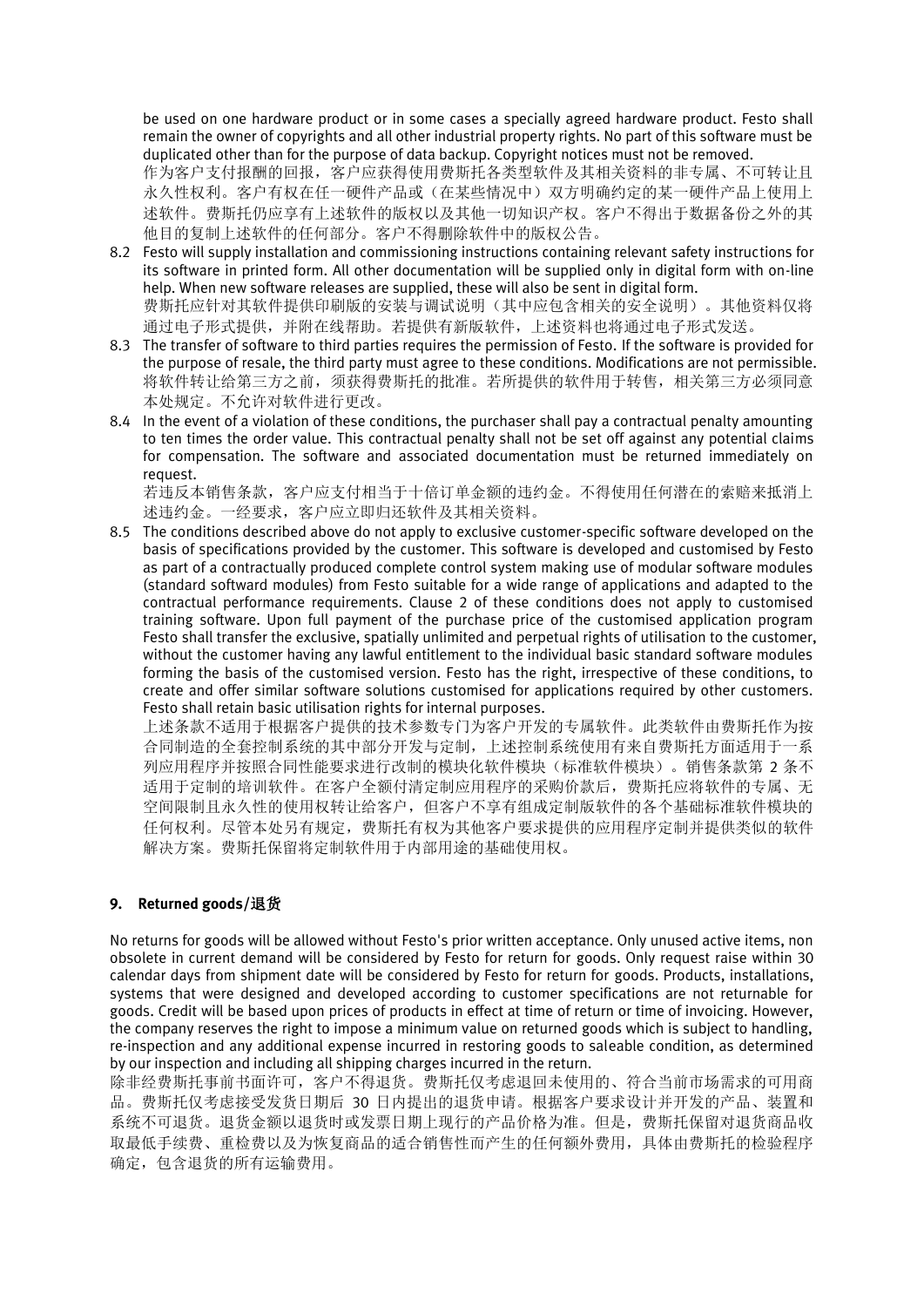be used on one hardware product or in some cases a specially agreed hardware product. Festo shall remain the owner of copyrights and all other industrial property rights. No part of this software must be duplicated other than for the purpose of data backup. Copyright notices must not be removed.
作为客户支付报酬的回报，客户应获得使用费斯托各类型软件及其相关资料的非专属、不可转让且永久性权利。客户有权在任一硬件产品或（在某些情况中）双方明确约定的某一硬件产品上使用上述软件。费斯托仍应享有上述软件的版权以及其他一切知识产权。客户不得出于数据备份之外的其他目的复制上述软件的任何部分。客户不得删除软件中的版权公告。

8.2 Festo will supply installation and commissioning instructions containing relevant safety instructions for its software in printed form. All other documentation will be supplied only in digital form with on-line help. When new software releases are supplied, these will also be sent in digital form.
费斯托应针对其软件提供印刷版的安装与调试说明（其中应包含相关的安全说明）。其他资料仅将通过电子形式提供，并附在线帮助。若提供有新版软件，上述资料也将通过电子形式发送。

8.3 The transfer of software to third parties requires the permission of Festo. If the software is provided for the purpose of resale, the third party must agree to these conditions. Modifications are not permissible.
将软件转让给第三方之前，须获得费斯托的批准。若所提供的软件用于转售，相关第三方必须同意本处规定。不允许对软件进行更改。

8.4 In the event of a violation of these conditions, the purchaser shall pay a contractual penalty amounting to ten times the order value. This contractual penalty shall not be set off against any potential claims for compensation. The software and associated documentation must be returned immediately on request.
若违反本销售条款，客户应支付相当于十倍订单金额的违约金。不得使用任何潜在的索赔来抵消上述违约金。一经要求，客户应立即归还软件及其相关资料。

8.5 The conditions described above do not apply to exclusive customer-specific software developed on the basis of specifications provided by the customer. This software is developed and customised by Festo as part of a contractually produced complete control system making use of modular software modules (standard softward modules) from Festo suitable for a wide range of applications and adapted to the contractual performance requirements. Clause 2 of these conditions does not apply to customised training software. Upon full payment of the purchase price of the customised application program Festo shall transfer the exclusive, spatially unlimited and perpetual rights of utilisation to the customer, without the customer having any lawful entitlement to the individual basic standard software modules forming the basis of the customised version. Festo has the right, irrespective of these conditions, to create and offer similar software solutions customised for applications required by other customers. Festo shall retain basic utilisation rights for internal purposes.
上述条款不适用于根据客户提供的技术参数专门为客户开发的专属软件。此类软件由费斯托作为按合同制造的全套控制系统的其中部分开发与定制，上述控制系统使用有来自费斯托方面适用于一系列应用程序并按照合同性能要求进行改制的模块化软件模块（标准软件模块）。销售条款第 2 条不适用于定制的培训软件。在客户全额付清定制应用程序的采购价款后，费斯托应将软件的专属、无空间限制且永久性的使用权转让给客户，但客户不享有组成定制版软件的各个基础标准软件模块的任何权利。尽管本处另有规定，费斯托有权为其他客户要求提供的应用程序定制并提供类似的软件解决方案。费斯托保留将定制软件用于内部用途的基础使用权。

## 9. Returned goods/退货

No returns for goods will be allowed without Festo's prior written acceptance. Only unused active items, non obsolete in current demand will be considered by Festo for return for goods. Only request raise within 30 calendar days from shipment date will be considered by Festo for return for goods. Products, installations, systems that were designed and developed according to customer specifications are not returnable for goods. Credit will be based upon prices of products in effect at time of return or time of invoicing. However, the company reserves the right to impose a minimum value on returned goods which is subject to handling, re-inspection and any additional expense incurred in restoring goods to saleable condition, as determined by our inspection and including all shipping charges incurred in the return.
除非经费斯托事前书面许可，客户不得退货。费斯托仅考虑退回未使用的、符合当前市场需求的可用商品。费斯托仅考虑接受发货日期后 30 日内提出的退货申请。根据客户要求设计并开发的产品、装置和系统不可退货。退货金额以退货时或发票日期上现行的产品价格为准。但是，费斯托保留对退货商品收取最低手续费、重检费以及为恢复商品的适合销售性而产生的任何额外费用，具体由费斯托的检验程序确定，包含退货的所有运输费用。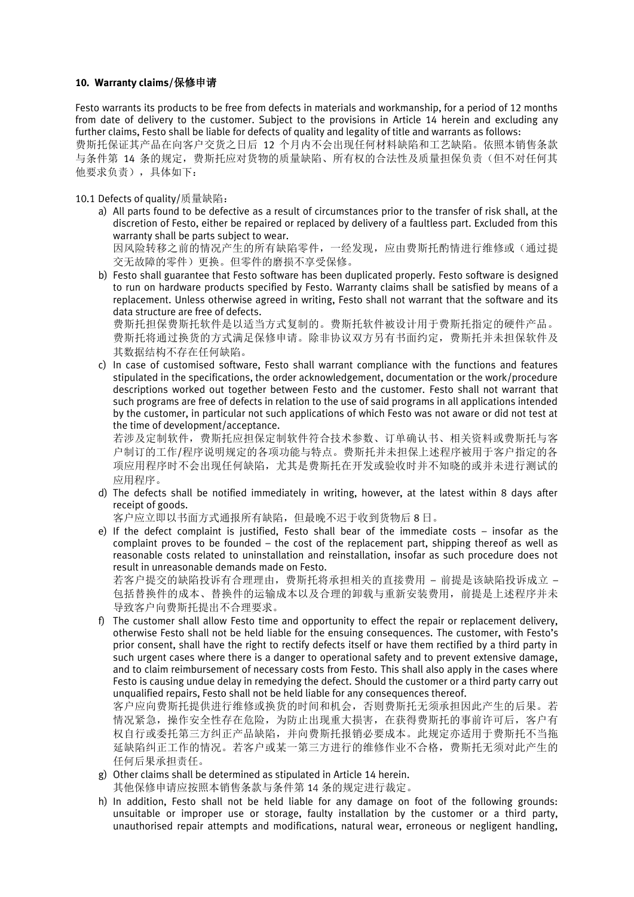### 10. Warranty claims/保修申请

Festo warrants its products to be free from defects in materials and workmanship, for a period of 12 months from date of delivery to the customer. Subject to the provisions in Article 14 herein and excluding any further claims, Festo shall be liable for defects of quality and legality of title and warrants as follows:
费斯托保证其产品在向客户交货之日后 12 个月内不会出现任何材料缺陷和工艺缺陷。依照本销售条款与条件第 14 条的规定，费斯托应对货物的质量缺陷、所有权的合法性及质量担保负责（但不对任何其他要求负责），具体如下：

10.1 Defects of quality/质量缺陷：

a) All parts found to be defective as a result of circumstances prior to the transfer of risk shall, at the discretion of Festo, either be repaired or replaced by delivery of a faultless part. Excluded from this warranty shall be parts subject to wear.
因风险转移之前的情况产生的所有缺陷零件，一经发现，应由费斯托酌情进行维修或（通过提交无故障的零件）更换。但零件的磨损不享受保修。

b) Festo shall guarantee that Festo software has been duplicated properly. Festo software is designed to run on hardware products specified by Festo. Warranty claims shall be satisfied by means of a replacement. Unless otherwise agreed in writing, Festo shall not warrant that the software and its data structure are free of defects.
费斯托担保费斯托软件是以适当方式复制的。费斯托软件被设计用于费斯托指定的硬件产品。费斯托将通过换货的方式满足保修申请。除非协议双方另有书面约定，费斯托并未担保软件及其数据结构不存在任何缺陷。

c) In case of customised software, Festo shall warrant compliance with the functions and features stipulated in the specifications, the order acknowledgement, documentation or the work/procedure descriptions worked out together between Festo and the customer. Festo shall not warrant that such programs are free of defects in relation to the use of said programs in all applications intended by the customer, in particular not such applications of which Festo was not aware or did not test at the time of development/acceptance.
若涉及定制软件，费斯托应担保定制软件符合技术参数、订单确认书、相关资料或费斯托与客户制订的工作/程序说明规定的各项功能与特点。费斯托并未担保上述程序被用于客户指定的各项应用程序时不会出现任何缺陷，尤其是费斯托在开发或验收时并不知晓的或并未进行测试的应用程序。

d) The defects shall be notified immediately in writing, however, at the latest within 8 days after receipt of goods.
客户应立即以书面方式通报所有缺陷，但最晚不迟于收到货物后 8 日。

e) If the defect complaint is justified, Festo shall bear of the immediate costs – insofar as the complaint proves to be founded – the cost of the replacement part, shipping thereof as well as reasonable costs related to uninstallation and reinstallation, insofar as such procedure does not result in unreasonable demands made on Festo.
若客户提交的缺陷投诉有合理理由，费斯托将承担相关的直接费用 – 前提是该缺陷投诉成立 – 包括替换件的成本、替换件的运输成本以及合理的卸载与重新安装费用，前提是上述程序并未导致客户向费斯托提出不合理要求。

f) The customer shall allow Festo time and opportunity to effect the repair or replacement delivery, otherwise Festo shall not be held liable for the ensuing consequences. The customer, with Festo's prior consent, shall have the right to rectify defects itself or have them rectified by a third party in such urgent cases where there is a danger to operational safety and to prevent extensive damage, and to claim reimbursement of necessary costs from Festo. This shall also apply in the cases where Festo is causing undue delay in remedying the defect. Should the customer or a third party carry out unqualified repairs, Festo shall not be held liable for any consequences thereof.
客户应向费斯托提供进行维修或换货的时间和机会，否则费斯托无须承担因此产生的后果。若情况紧急，操作安全性存在危险，为防止出现重大损害，在获得费斯托的事前许可后，客户有权自行或委托第三方纠正产品缺陷，并向费斯托报销必要成本。此规定亦适用于费斯托不当拖延缺陷纠正工作的情况。若客户或某一第三方进行的维修作业不合格，费斯托无须对此产生的任何后果承担责任。

g) Other claims shall be determined as stipulated in Article 14 herein.
其他保修申请应按照本销售条款与条件第 14 条的规定进行裁定。

h) In addition, Festo shall not be held liable for any damage on foot of the following grounds: unsuitable or improper use or storage, faulty installation by the customer or a third party, unauthorised repair attempts and modifications, natural wear, erroneous or negligent handling,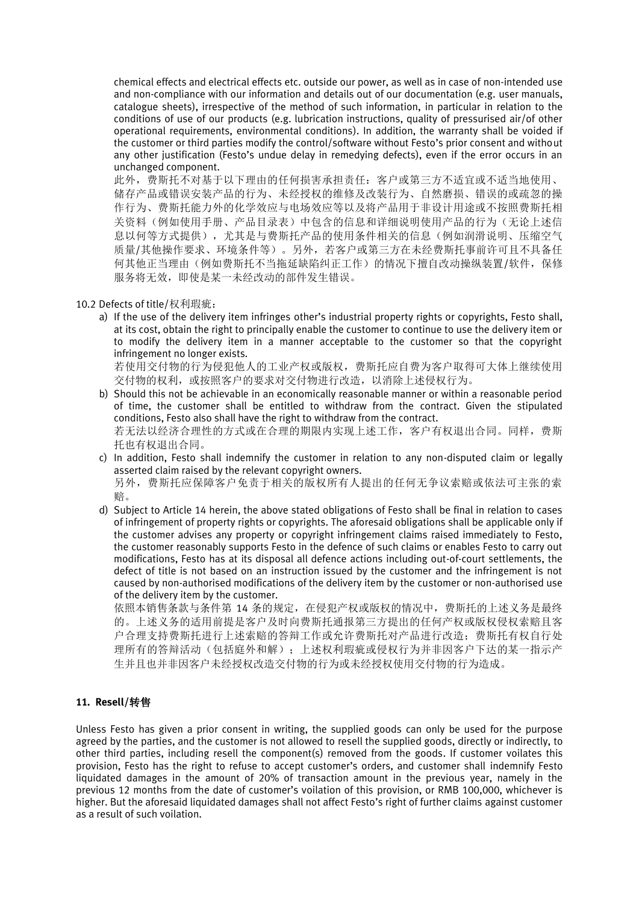chemical effects and electrical effects etc. outside our power, as well as in case of non-intended use and non-compliance with our information and details out of our documentation (e.g. user manuals, catalogue sheets), irrespective of the method of such information, in particular in relation to the conditions of use of our products (e.g. lubrication instructions, quality of pressurised air/of other operational requirements, environmental conditions). In addition, the warranty shall be voided if the customer or third parties modify the control/software without Festo's prior consent and without any other justification (Festo's undue delay in remedying defects), even if the error occurs in an unchanged component.

此外，费斯托不对基于以下理由的任何损害承担责任：客户或第三方不适宜或不适当地使用、储存产品或错误安装产品的行为、未经授权的维修及改装行为、自然磨损、错误的或疏忽的操作行为、费斯托能力外的化学效应与电场效应等以及将产品用于非设计用途或不按照费斯托相关资料（例如使用手册、产品目录表）中包含的信息和详细说明使用产品的行为（无论上述信息以何等方式提供），尤其是与费斯托产品的使用条件相关的信息（例如润滑说明、压缩空气质量/其他操作要求、环境条件等）。另外，若客户或第三方在未经费斯托事前许可且不具备任何其他正当理由（例如费斯托不当拖延缺陷纠正工作）的情况下擅自改动操纵装置/软件，保修服务将无效，即使是某一未经改动的部件发生错误。

10.2 Defects of title/权利瑕疵：

a) If the use of the delivery item infringes other's industrial property rights or copyrights, Festo shall, at its cost, obtain the right to principally enable the customer to continue to use the delivery item or to modify the delivery item in a manner acceptable to the customer so that the copyright infringement no longer exists.
若使用交付物的行为侵犯他人的工业产权或版权，费斯托应自费为客户取得可大体上继续使用交付物的权利，或按照客户的要求对交付物进行改造，以消除上述侵权行为。

b) Should this not be achievable in an economically reasonable manner or within a reasonable period of time, the customer shall be entitled to withdraw from the contract. Given the stipulated conditions, Festo also shall have the right to withdraw from the contract.
若无法以经济合理性的方式或在合理的期限内实现上述工作，客户有权退出合同。同样，费斯托也有权退出合同。

c) In addition, Festo shall indemnify the customer in relation to any non-disputed claim or legally asserted claim raised by the relevant copyright owners.
另外，费斯托应保障客户免责于相关的版权所有人提出的任何无争议索赔或依法可主张的索赔。

d) Subject to Article 14 herein, the above stated obligations of Festo shall be final in relation to cases of infringement of property rights or copyrights. The aforesaid obligations shall be applicable only if the customer advises any property or copyright infringement claims raised immediately to Festo, the customer reasonably supports Festo in the defence of such claims or enables Festo to carry out modifications, Festo has at its disposal all defence actions including out-of-court settlements, the defect of title is not based on an instruction issued by the customer and the infringement is not caused by non-authorised modifications of the delivery item by the customer or non-authorised use of the delivery item by the customer.
依照本销售条款与条件第 14 条的规定，在侵犯产权或版权的情况中，费斯托的上述义务是最终的。上述义务的适用前提是客户及时向费斯托通报第三方提出的任何产权或版权侵权索赔且客户合理支持费斯托进行上述索赔的答辩工作或允许费斯托对产品进行改造；费斯托有权自行处理所有的答辩活动（包括庭外和解）；上述权利瑕疵或侵权行为并非因客户下达的某一指示产生并且也并非因客户未经授权改造交付物的行为或未经授权使用交付物的行为造成。

### 11. Resell/转售

Unless Festo has given a prior consent in writing, the supplied goods can only be used for the purpose agreed by the parties, and the customer is not allowed to resell the supplied goods, directly or indirectly, to other third parties, including resell the component(s) removed from the goods. If customer voilates this provision, Festo has the right to refuse to accept customer's orders, and customer shall indemnify Festo liquidated damages in the amount of 20% of transaction amount in the previous year, namely in the previous 12 months from the date of customer's voilation of this provision, or RMB 100,000, whichever is higher. But the aforesaid liquidated damages shall not affect Festo's right of further claims against customer as a result of such voilation.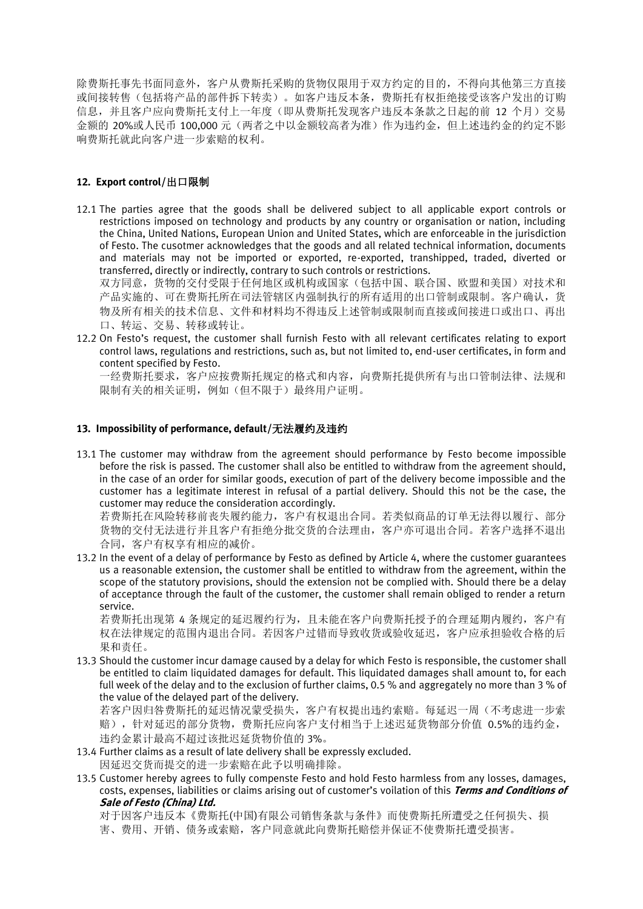除费斯托事先书面同意外，客户从费斯托采购的货物仅限用于双方约定的目的，不得向其他第三方直接或间接转售（包括将产品的部件拆下转卖）。如客户违反本条，费斯托有权拒绝接受该客户发出的订购信息，并且客户应向费斯托支付上一年度（即从费斯托发现客户违反本条款之日起的前 12 个月）交易金额的 20%或人民币 100,000 元（两者之中以金额较高者为准）作为违约金，但上述违约金的约定不影响费斯托就此向客户进一步索赔的权利。

## 12. Export control/出口限制

12.1 The parties agree that the goods shall be delivered subject to all applicable export controls or restrictions imposed on technology and products by any country or organisation or nation, including the China, United Nations, European Union and United States, which are enforceable in the jurisdiction of Festo. The cusotmer acknowledges that the goods and all related technical information, documents and materials may not be imported or exported, re-exported, transhipped, traded, diverted or transferred, directly or indirectly, contrary to such controls or restrictions.
双方同意，货物的交付受限于任何地区或机构或国家（包括中国、联合国、欧盟和美国）对技术和产品实施的、可在费斯托所在司法管辖区内强制执行的所有适用的出口管制或限制。客户确认，货物及所有相关的技术信息、文件和材料均不得违反上述管制或限制而直接或间接进口或出口、再出口、转运、交易、转移或转让。

12.2 On Festo's request, the customer shall furnish Festo with all relevant certificates relating to export control laws, regulations and restrictions, such as, but not limited to, end-user certificates, in form and content specified by Festo.
一经费斯托要求，客户应按费斯托规定的格式和内容，向费斯托提供所有与出口管制法律、法规和限制有关的相关证明，例如（但不限于）最终用户证明。

## 13. Impossibility of performance, default/无法履约及违约

13.1 The customer may withdraw from the agreement should performance by Festo become impossible before the risk is passed. The customer shall also be entitled to withdraw from the agreement should, in the case of an order for similar goods, execution of part of the delivery become impossible and the customer has a legitimate interest in refusal of a partial delivery. Should this not be the case, the customer may reduce the consideration accordingly.
若费斯托在风险转移前丧失履约能力，客户有权退出合同。若类似商品的订单无法得以履行、部分货物的交付无法进行并且客户有拒绝分批交货的合法理由，客户亦可退出合同。若客户选择不退出合同，客户有权享有相应的减价。

13.2 In the event of a delay of performance by Festo as defined by Article 4, where the customer guarantees us a reasonable extension, the customer shall be entitled to withdraw from the agreement, within the scope of the statutory provisions, should the extension not be complied with. Should there be a delay of acceptance through the fault of the customer, the customer shall remain obliged to render a return service.
若费斯托出现第 4 条规定的延迟履约行为，且未能在客户向费斯托授予的合理延期内履约，客户有权在法律规定的范围内退出合同。若因客户过错而导致收货或验收延迟，客户应承担验收合格的后果和责任。

13.3 Should the customer incur damage caused by a delay for which Festo is responsible, the customer shall be entitled to claim liquidated damages for default. This liquidated damages shall amount to, for each full week of the delay and to the exclusion of further claims, 0.5 % and aggregately no more than 3 % of the value of the delayed part of the delivery.
若客户因归咎费斯托的延迟情况蒙受损失，客户有权提出违约索赔。每延迟一周（不考虑进一步索赔），针对延迟的部分货物，费斯托应向客户支付相当于上述迟延货物部分价值 0.5%的违约金，违约金累计最高不超过该批迟延货物价值的 3%。

13.4 Further claims as a result of late delivery shall be expressly excluded.
因延迟交货而提交的进一步索赔在此予以明确排除。

13.5 Customer hereby agrees to fully compenste Festo and hold Festo harmless from any losses, damages, costs, expenses, liabilities or claims arising out of customer's voilation of this ***Terms and Conditions of Sale of Festo (China) Ltd.***
对于因客户违反本《费斯托(中国)有限公司销售条款与条件》而使费斯托所遭受之任何损失、损害、费用、开销、债务或索赔，客户同意就此向费斯托赔偿并保证不使费斯托遭受损害。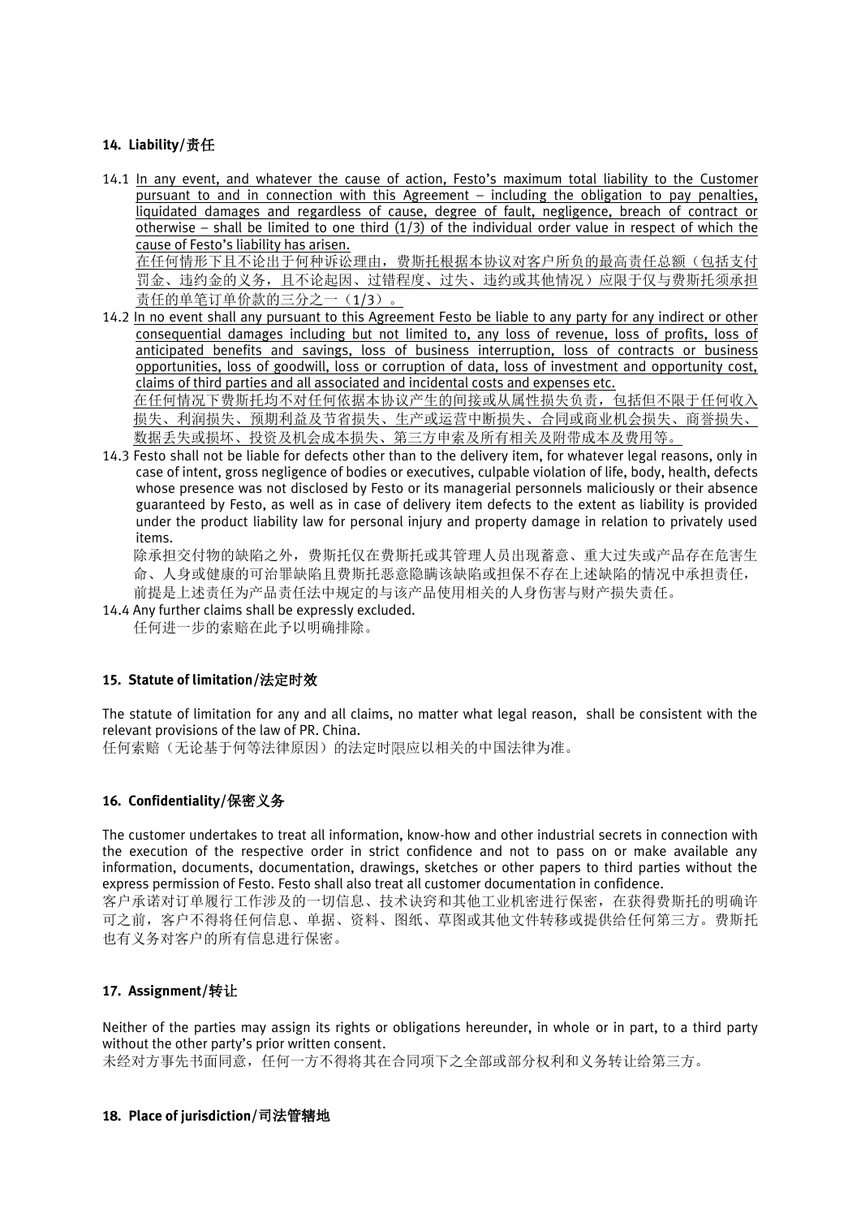## 14. Liability/责任

14.1 In any event, and whatever the cause of action, Festo's maximum total liability to the Customer pursuant to and in connection with this Agreement – including the obligation to pay penalties, liquidated damages and regardless of cause, degree of fault, negligence, breach of contract or otherwise – shall be limited to one third (1/3) of the individual order value in respect of which the cause of Festo's liability has arisen.
在任何情形下且不论出于何种诉讼理由，费斯托根据本协议对客户所负的最高责任总额（包括支付罚金、违约金的义务，且不论起因、过错程度、过失、违约或其他情况）应限于仅与费斯托须承担责任的单笔订单价款的三分之一（1/3）。

14.2 In no event shall any pursuant to this Agreement Festo be liable to any party for any indirect or other consequential damages including but not limited to, any loss of revenue, loss of profits, loss of anticipated benefits and savings, loss of business interruption, loss of contracts or business opportunities, loss of goodwill, loss or corruption of data, loss of investment and opportunity cost, claims of third parties and all associated and incidental costs and expenses etc.
在任何情况下费斯托均不对任何依据本协议产生的间接或从属性损失负责，包括但不限于任何收入损失、利润损失、预期利益及节省损失、生产或运营中断损失、合同或商业机会损失、商誉损失、数据丢失或损坏、投资及机会成本损失、第三方申索及所有相关及附带成本及费用等。

14.3 Festo shall not be liable for defects other than to the delivery item, for whatever legal reasons, only in case of intent, gross negligence of bodies or executives, culpable violation of life, body, health, defects whose presence was not disclosed by Festo or its managerial personnels maliciously or their absence guaranteed by Festo, as well as in case of delivery item defects to the extent as liability is provided under the product liability law for personal injury and property damage in relation to privately used items.
除承担交付物的缺陷之外，费斯托仅在费斯托或其管理人员出现蓄意、重大过失或产品存在危害生命、人身或健康的可治罪缺陷且费斯托恶意隐瞒该缺陷或担保不存在上述缺陷的情况中承担责任，前提是上述责任为产品责任法中规定的与该产品使用相关的人身伤害与财产损失责任。

14.4 Any further claims shall be expressly excluded.
任何进一步的索赔在此予以明确排除。

## 15. Statute of limitation/法定时效

The statute of limitation for any and all claims, no matter what legal reason, shall be consistent with the relevant provisions of the law of PR. China.
任何索赔（无论基于何等法律原因）的法定时限应以相关的中国法律为准。

## 16. Confidentiality/保密义务

The customer undertakes to treat all information, know-how and other industrial secrets in connection with the execution of the respective order in strict confidence and not to pass on or make available any information, documents, documentation, drawings, sketches or other papers to third parties without the express permission of Festo. Festo shall also treat all customer documentation in confidence.
客户承诺对订单履行工作涉及的一切信息、技术诀窍和其他工业机密进行保密，在获得费斯托的明确许可之前，客户不得将任何信息、单据、资料、图纸、草图或其他文件转移或提供给任何第三方。费斯托也有义务对客户的所有信息进行保密。

## 17. Assignment/转让

Neither of the parties may assign its rights or obligations hereunder, in whole or in part, to a third party without the other party's prior written consent.
未经对方事先书面同意，任何一方不得将其在合同项下之全部或部分权利和义务转让给第三方。

## 18. Place of jurisdiction/司法管辖地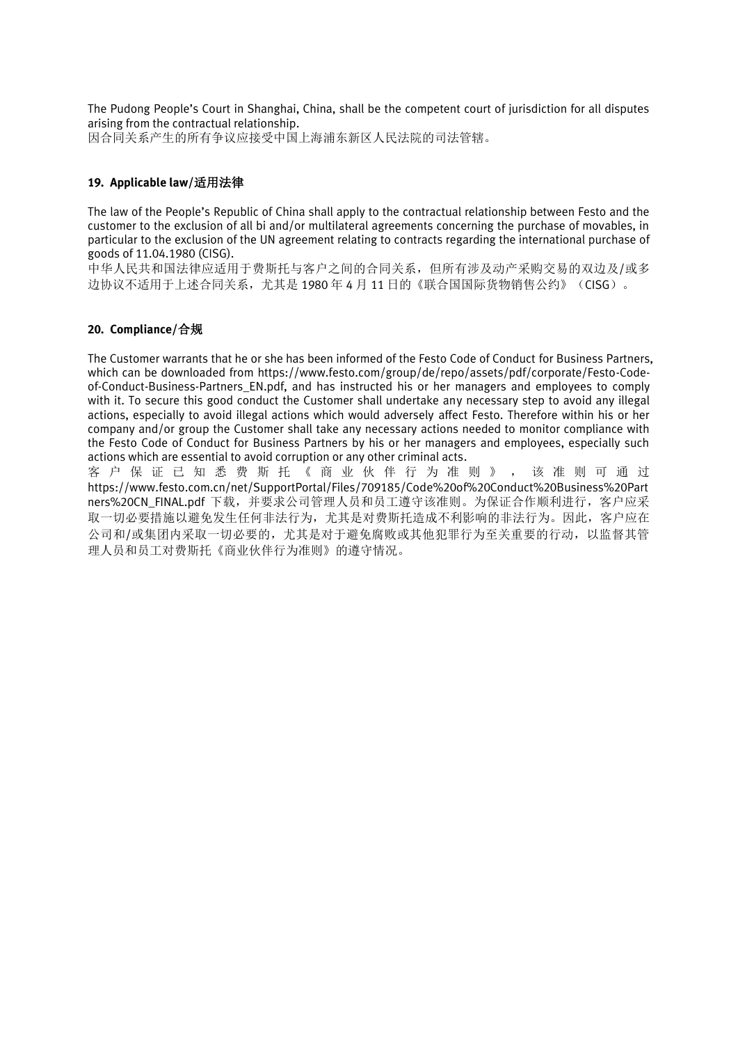The Pudong People's Court in Shanghai, China, shall be the competent court of jurisdiction for all disputes arising from the contractual relationship.
因合同关系产生的所有争议应接受中国上海浦东新区人民法院的司法管辖。

### 19. Applicable law/适用法律

The law of the People's Republic of China shall apply to the contractual relationship between Festo and the customer to the exclusion of all bi and/or multilateral agreements concerning the purchase of movables, in particular to the exclusion of the UN agreement relating to contracts regarding the international purchase of goods of 11.04.1980 (CISG).
中华人民共和国法律应适用于费斯托与客户之间的合同关系，但所有涉及动产采购交易的双边及/或多边协议不适用于上述合同关系，尤其是 1980 年 4 月 11 日的《联合国国际货物销售公约》（CISG）。

### 20. Compliance/合规

The Customer warrants that he or she has been informed of the Festo Code of Conduct for Business Partners, which can be downloaded from https://www.festo.com/group/de/repo/assets/pdf/corporate/Festo-Code-of-Conduct-Business-Partners_EN.pdf, and has instructed his or her managers and employees to comply with it. To secure this good conduct the Customer shall undertake any necessary step to avoid any illegal actions, especially to avoid illegal actions which would adversely affect Festo. Therefore within his or her company and/or group the Customer shall take any necessary actions needed to monitor compliance with the Festo Code of Conduct for Business Partners by his or her managers and employees, especially such actions which are essential to avoid corruption or any other criminal acts.
客户保证已知悉费斯托《商业伙伴行为准则》，该准则可通过 https://www.festo.com.cn/net/SupportPortal/Files/709185/Code%20of%20Conduct%20Business%20Partners%20CN_FINAL.pdf 下载，并要求公司管理人员和员工遵守该准则。为保证合作顺利进行，客户应采取一切必要措施以避免发生任何非法行为，尤其是对费斯托造成不利影响的非法行为。因此，客户应在公司和/或集团内采取一切必要的，尤其是对于避免腐败或其他犯罪行为至关重要的行动，以监督其管理人员和员工对费斯托《商业伙伴行为准则》的遵守情况。